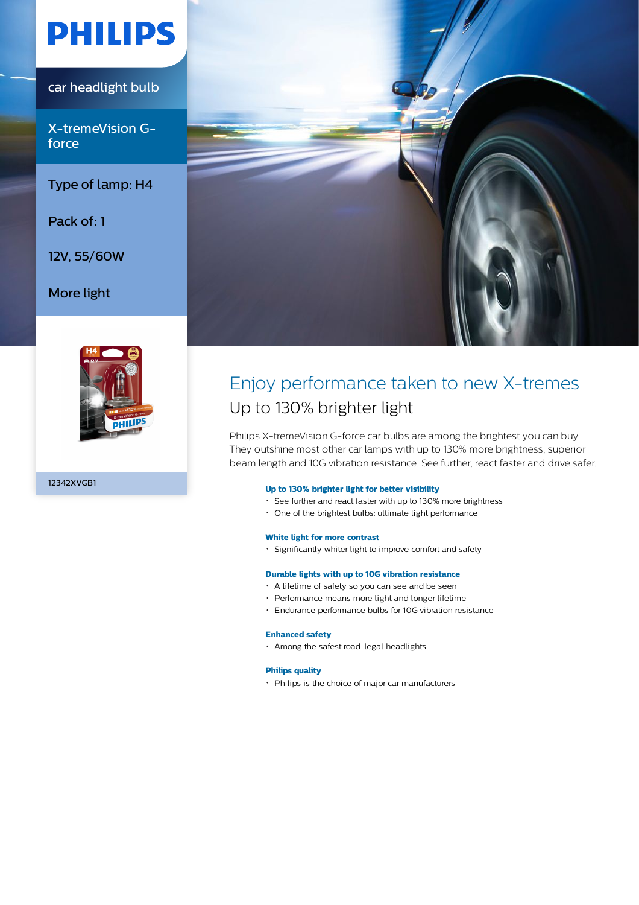# PHILIPS

car headlight bulb

## X-tremeVision G-force

Type of lamp: H4

Pack of: 1

12V, 55/60W

More light

12342XVGB1

# Enjoy performance taken to new X-tremes

## Up to 130% brighter light

Philips X-tremeVision G-force car bulbs are among the brightest you can buy. They outshine most other car lamps with up to 130% more brightness, superior beam length and 10G vibration resistance. See further, react faster and drive safer.

**Up to 130% brighter light for better visibility**

- See further and react faster with up to 130% more brightness
- One of the brightest bulbs: ultimate light performance

**White light for more contrast**

- Significantly whiter light to improve comfort and safety

**Durable lights with up to 10G vibration resistance**

- A lifetime of safety so you can see and be seen
- Performance means more light and longer lifetime
- Endurance performance bulbs for 10G vibration resistance

**Enhanced safety**

- Among the safest road-legal headlights

**Philips quality**

- Philips is the choice of major car manufacturers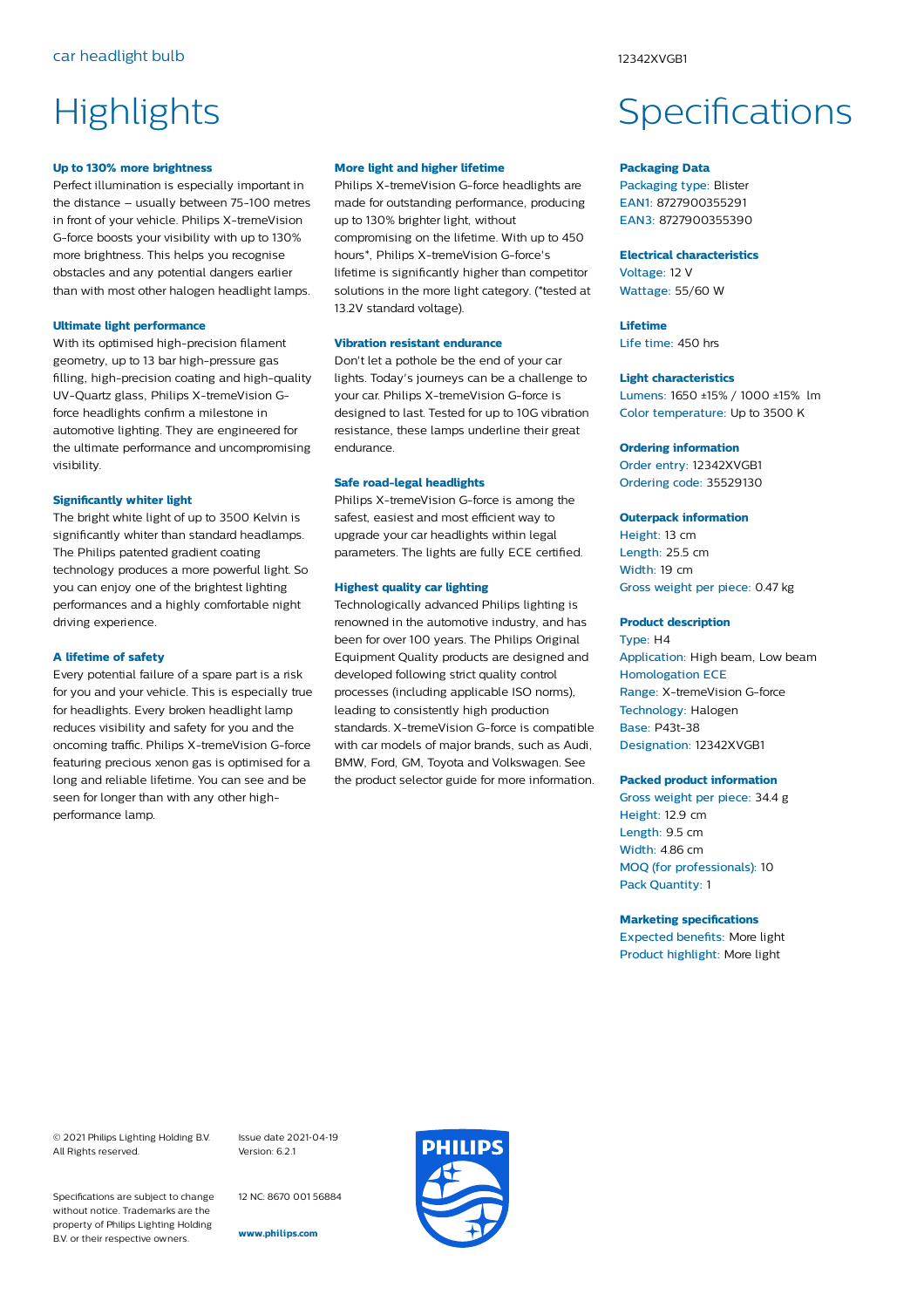car headlight bulb

# Highlights

### Up to 130% more brightness

Perfect illumination is especially important in the distance – usually between 75-100 metres in front of your vehicle. Philips X-tremeVision G-force boosts your visibility with up to 130% more brightness. This helps you recognise obstacles and any potential dangers earlier than with most other halogen headlight lamps.

### Ultimate light performance

With its optimised high-precision filament geometry, up to 13 bar high-pressure gas filling, high-precision coating and high-quality UV-Quartz glass, Philips X-tremeVision G-force headlights confirm a milestone in automotive lighting. They are engineered for the ultimate performance and uncompromising visibility.

### Significantly whiter light

The bright white light of up to 3500 Kelvin is significantly whiter than standard headlamps. The Philips patented gradient coating technology produces a more powerful light. So you can enjoy one of the brightest lighting performances and a highly comfortable night driving experience.

### A lifetime of safety

Every potential failure of a spare part is a risk for you and your vehicle. This is especially true for headlights. Every broken headlight lamp reduces visibility and safety for you and the oncoming traffic. Philips X-tremeVision G-force featuring precious xenon gas is optimised for a long and reliable lifetime. You can see and be seen for longer than with any other high-performance lamp.

### More light and higher lifetime

Philips X-tremeVision G-force headlights are made for outstanding performance, producing up to 130% brighter light, without compromising on the lifetime. With up to 450 hours*, Philips X-tremeVision G-force's lifetime is significantly higher than competitor solutions in the more light category. (*tested at 13.2V standard voltage).

### Vibration resistant endurance

Don't let a pothole be the end of your car lights. Today's journeys can be a challenge to your car. Philips X-tremeVision G-force is designed to last. Tested for up to 10G vibration resistance, these lamps underline their great endurance.

### Safe road-legal headlights

Philips X-tremeVision G-force is among the safest, easiest and most efficient way to upgrade your car headlights within legal parameters. The lights are fully ECE certified.

### Highest quality car lighting

Technologically advanced Philips lighting is renowned in the automotive industry, and has been for over 100 years. The Philips Original Equipment Quality products are designed and developed following strict quality control processes (including applicable ISO norms), leading to consistently high production standards. X-tremeVision G-force is compatible with car models of major brands, such as Audi, BMW, Ford, GM, Toyota and Volkswagen. See the product selector guide for more information.

12342XVGB1

# Specifications

### Packaging Data

- Packaging type: Blister
- EAN1: 8727900355291
- EAN3: 8727900355390

### Electrical characteristics

- Voltage: 12 V
- Wattage: 55/60 W

### Lifetime

- Life time: 450 hrs

### Light characteristics

- Lumens: 1650 ±15% / 1000 ±15%  lm
- Color temperature: Up to 3500 K

### Ordering information

- Order entry: 12342XVGB1
- Ordering code: 35529130

### Outerpack information

- Height: 13 cm
- Length: 25.5 cm
- Width: 19 cm
- Gross weight per piece: 0.47 kg

### Product description

- Type: H4
- Application: High beam, Low beam
- Homologation ECE
- Range: X-tremeVision G-force
- Technology: Halogen
- Base: P43t-38
- Designation: 12342XVGB1

### Packed product information

- Gross weight per piece: 34.4 g
- Height: 12.9 cm
- Length: 9.5 cm
- Width: 4.86 cm
- MOQ (for professionals): 10
- Pack Quantity: 1

### Marketing specifications

- Expected benefits: More light
- Product highlight: More light

© 2021 Philips Lighting Holding B.V.
All Rights reserved.

Specifications are subject to change without notice. Trademarks are the property of Philips Lighting Holding B.V. or their respective owners.

Issue date 2021-04-19
Version: 6.2.1

12 NC: 8670 001 56884

www.philips.com